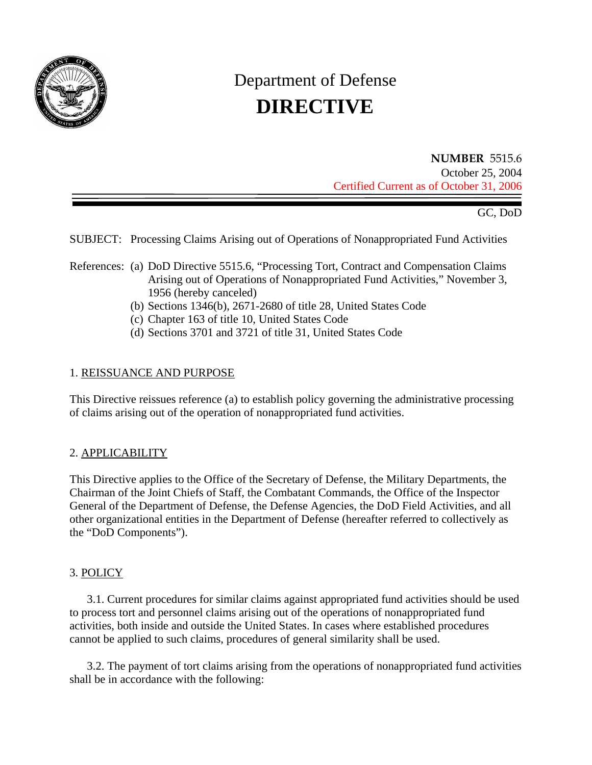# Department of Defense
# **DIRECTIVE**

**NUMBER** 5515.6
October 25, 2004
Certified Current as of October 31, 2006

GC, DoD

SUBJECT: Processing Claims Arising out of Operations of Nonappropriated Fund Activities

References: (a) DoD Directive 5515.6, "Processing Tort, Contract and Compensation Claims Arising out of Operations of Nonappropriated Fund Activities," November 3, 1956 (hereby canceled)
(b) Sections 1346(b), 2671-2680 of title 28, United States Code
(c) Chapter 163 of title 10, United States Code
(d) Sections 3701 and 3721 of title 31, United States Code

## 1. REISSUANCE AND PURPOSE

This Directive reissues reference (a) to establish policy governing the administrative processing of claims arising out of the operation of nonappropriated fund activities.

## 2. APPLICABILITY

This Directive applies to the Office of the Secretary of Defense, the Military Departments, the Chairman of the Joint Chiefs of Staff, the Combatant Commands, the Office of the Inspector General of the Department of Defense, the Defense Agencies, the DoD Field Activities, and all other organizational entities in the Department of Defense (hereafter referred to collectively as the "DoD Components").

## 3. POLICY

3.1. Current procedures for similar claims against appropriated fund activities should be used to process tort and personnel claims arising out of the operations of nonappropriated fund activities, both inside and outside the United States. In cases where established procedures cannot be applied to such claims, procedures of general similarity shall be used.

3.2. The payment of tort claims arising from the operations of nonappropriated fund activities shall be in accordance with the following: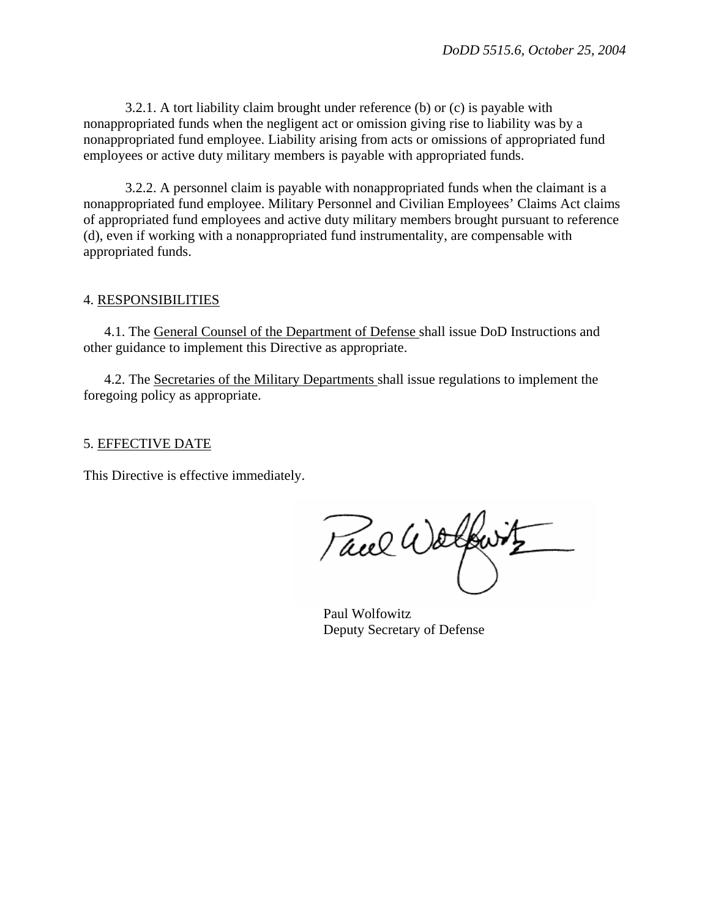3.2.1. A tort liability claim brought under reference (b) or (c) is payable with nonappropriated funds when the negligent act or omission giving rise to liability was by a nonappropriated fund employee. Liability arising from acts or omissions of appropriated fund employees or active duty military members is payable with appropriated funds.

3.2.2. A personnel claim is payable with nonappropriated funds when the claimant is a nonappropriated fund employee. Military Personnel and Civilian Employees' Claims Act claims of appropriated fund employees and active duty military members brought pursuant to reference (d), even if working with a nonappropriated fund instrumentality, are compensable with appropriated funds.

## 4. RESPONSIBILITIES

4.1. The General Counsel of the Department of Defense shall issue DoD Instructions and other guidance to implement this Directive as appropriate.

4.2. The Secretaries of the Military Departments shall issue regulations to implement the foregoing policy as appropriate.

## 5. EFFECTIVE DATE

This Directive is effective immediately.

Paul Wolfowitz
Deputy Secretary of Defense